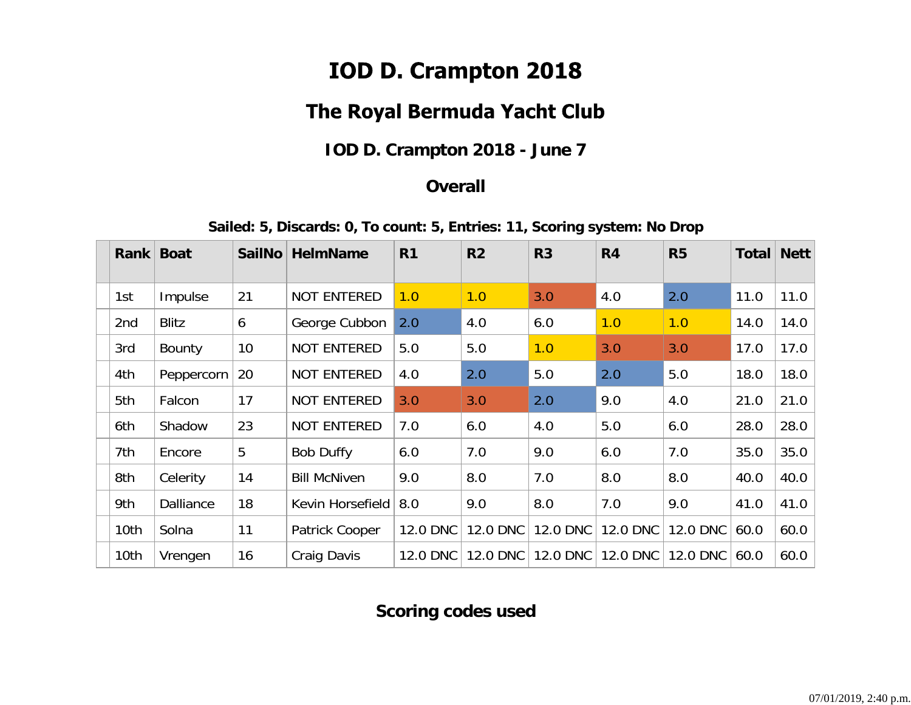# IOD D. Crampton 2018

## The Royal Bermuda Yacht Club

### IOD D. Crampton 2018 - June 7

### Overall

**Sailed: 5, Discards: 0, To count: 5, Entries: 11, Scoring system: No Drop**

| | Rank | Boat | SailNo | HelmName | R1 | R2 | R3 | R4 | R5 | Total | Nett |
|---|---|---|---|---|---|---|---|---|---|---|---|
| | 1st | Impulse | 21 | NOT ENTERED | 1.0 | 1.0 | 3.0 | 4.0 | 2.0 | 11.0 | 11.0 |
| | 2nd | Blitz | 6 | George Cubbon | 2.0 | 4.0 | 6.0 | 1.0 | 1.0 | 14.0 | 14.0 |
| | 3rd | Bounty | 10 | NOT ENTERED | 5.0 | 5.0 | 1.0 | 3.0 | 3.0 | 17.0 | 17.0 |
| | 4th | Peppercorn | 20 | NOT ENTERED | 4.0 | 2.0 | 5.0 | 2.0 | 5.0 | 18.0 | 18.0 |
| | 5th | Falcon | 17 | NOT ENTERED | 3.0 | 3.0 | 2.0 | 9.0 | 4.0 | 21.0 | 21.0 |
| | 6th | Shadow | 23 | NOT ENTERED | 7.0 | 6.0 | 4.0 | 5.0 | 6.0 | 28.0 | 28.0 |
| | 7th | Encore | 5 | Bob Duffy | 6.0 | 7.0 | 9.0 | 6.0 | 7.0 | 35.0 | 35.0 |
| | 8th | Celerity | 14 | Bill McNiven | 9.0 | 8.0 | 7.0 | 8.0 | 8.0 | 40.0 | 40.0 |
| | 9th | Dalliance | 18 | Kevin Horsefield | 8.0 | 9.0 | 8.0 | 7.0 | 9.0 | 41.0 | 41.0 |
| | 10th | Solna | 11 | Patrick Cooper | 12.0 DNC | 12.0 DNC | 12.0 DNC | 12.0 DNC | 12.0 DNC | 60.0 | 60.0 |
| | 10th | Vrengen | 16 | Craig Davis | 12.0 DNC | 12.0 DNC | 12.0 DNC | 12.0 DNC | 12.0 DNC | 60.0 | 60.0 |

### Scoring codes used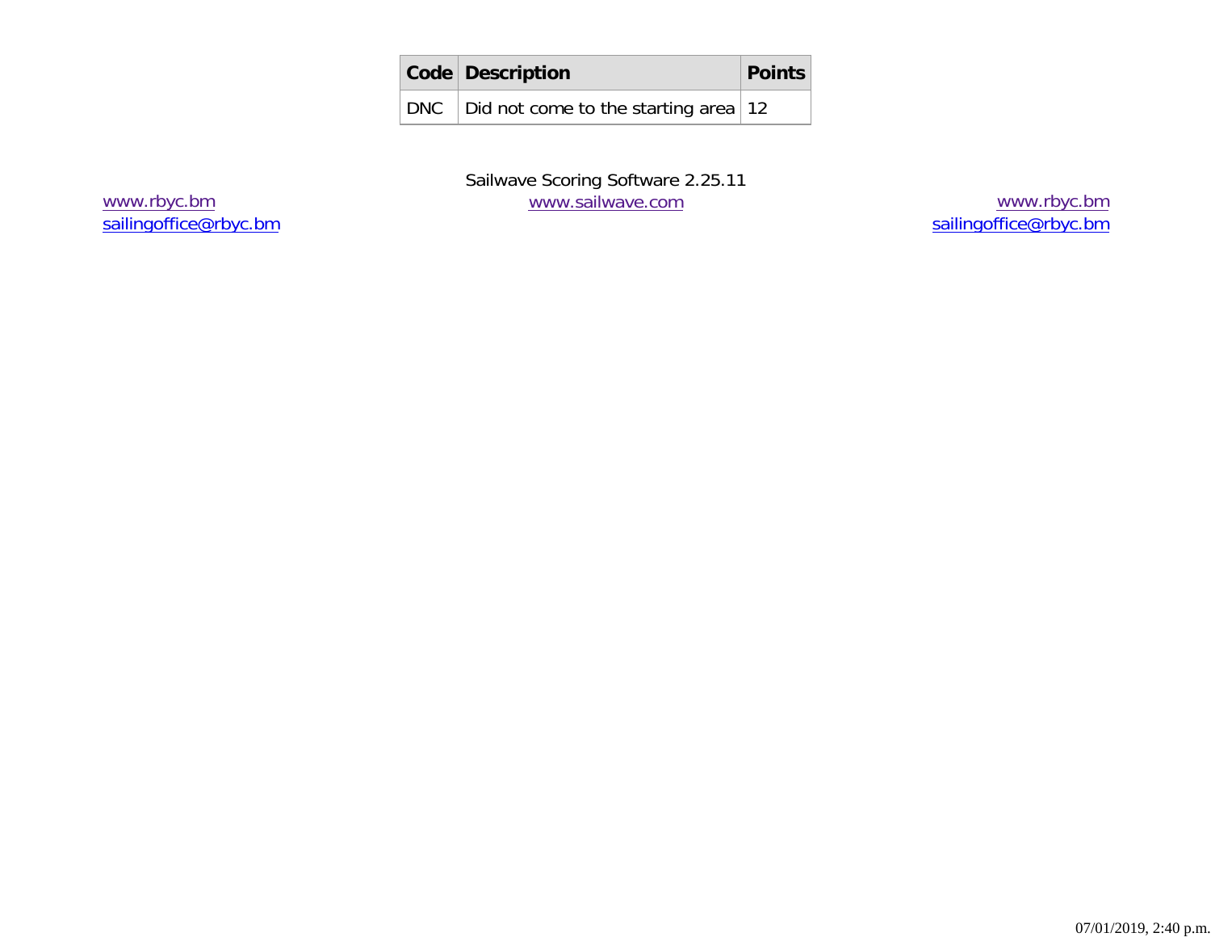| Code | Description | Points |
|---|---|---|
| DNC | Did not come to the starting area | 12 |

Sailwave Scoring Software 2.25.11
www.sailwave.com

www.rbyc.bm
sailingoffice@rbyc.bm

www.rbyc.bm
sailingoffice@rbyc.bm

07/01/2019, 2:40 p.m.